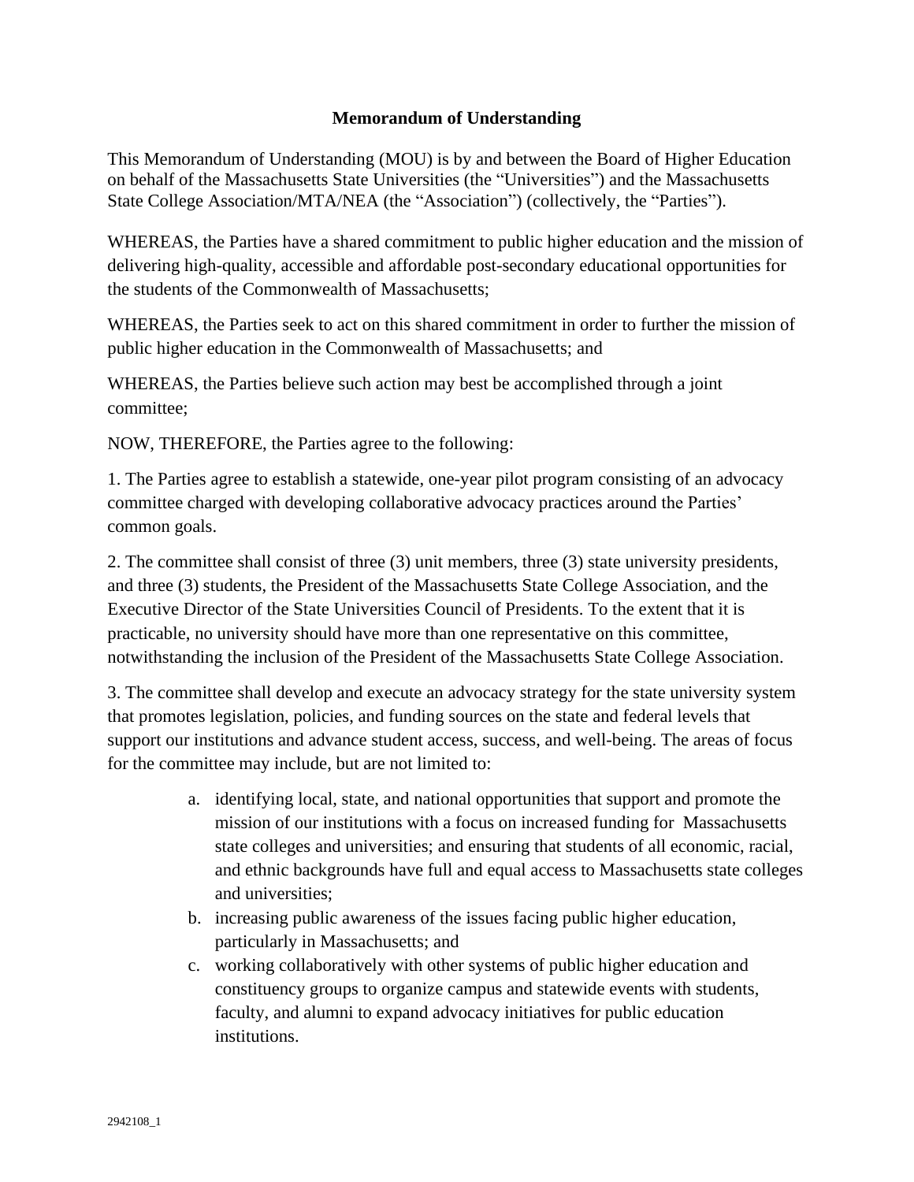# Memorandum of Understanding

This Memorandum of Understanding (MOU) is by and between the Board of Higher Education on behalf of the Massachusetts State Universities (the "Universities") and the Massachusetts State College Association/MTA/NEA (the "Association") (collectively, the "Parties").

WHEREAS, the Parties have a shared commitment to public higher education and the mission of delivering high-quality, accessible and affordable post-secondary educational opportunities for the students of the Commonwealth of Massachusetts;

WHEREAS, the Parties seek to act on this shared commitment in order to further the mission of public higher education in the Commonwealth of Massachusetts; and

WHEREAS, the Parties believe such action may best be accomplished through a joint committee;

NOW, THEREFORE, the Parties agree to the following:

1. The Parties agree to establish a statewide, one-year pilot program consisting of an advocacy committee charged with developing collaborative advocacy practices around the Parties' common goals.

2. The committee shall consist of three (3) unit members, three (3) state university presidents, and three (3) students, the President of the Massachusetts State College Association, and the Executive Director of the State Universities Council of Presidents. To the extent that it is practicable, no university should have more than one representative on this committee, notwithstanding the inclusion of the President of the Massachusetts State College Association.

3. The committee shall develop and execute an advocacy strategy for the state university system that promotes legislation, policies, and funding sources on the state and federal levels that support our institutions and advance student access, success, and well-being. The areas of focus for the committee may include, but are not limited to:

   a. identifying local, state, and national opportunities that support and promote the mission of our institutions with a focus on increased funding for Massachusetts state colleges and universities; and ensuring that students of all economic, racial, and ethnic backgrounds have full and equal access to Massachusetts state colleges and universities;
   b. increasing public awareness of the issues facing public higher education, particularly in Massachusetts; and
   c. working collaboratively with other systems of public higher education and constituency groups to organize campus and statewide events with students, faculty, and alumni to expand advocacy initiatives for public education institutions.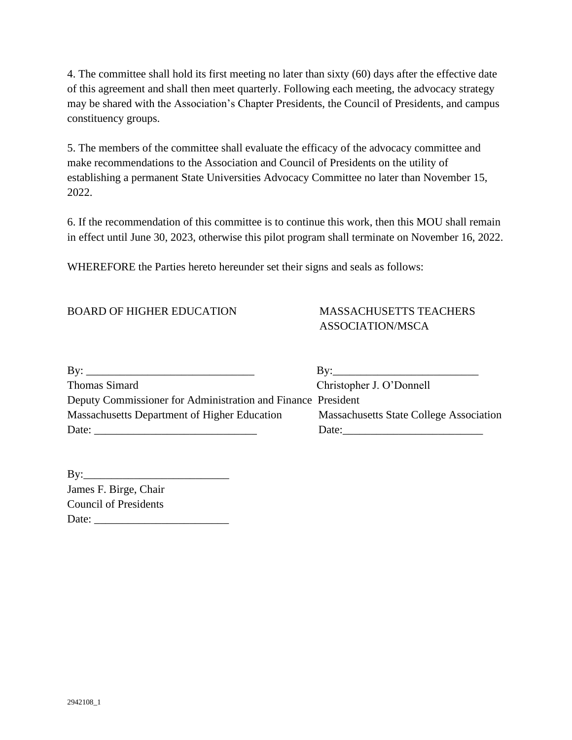4. The committee shall hold its first meeting no later than sixty (60) days after the effective date of this agreement and shall then meet quarterly. Following each meeting, the advocacy strategy may be shared with the Association's Chapter Presidents, the Council of Presidents, and campus constituency groups.

5. The members of the committee shall evaluate the efficacy of the advocacy committee and make recommendations to the Association and Council of Presidents on the utility of establishing a permanent State Universities Advocacy Committee no later than November 15, 2022.

6. If the recommendation of this committee is to continue this work, then this MOU shall remain in effect until June 30, 2023, otherwise this pilot program shall terminate on November 16, 2022.

WHEREFORE the Parties hereto hereunder set their signs and seals as follows:

| | |
|---|---|
| BOARD OF HIGHER EDUCATION | MASSACHUSETTS TEACHERS ASSOCIATION/MSCA |
| By: ______________________________ | By:_________________________ |
| Thomas Simard | Christopher J. O'Donnell |
| Deputy Commissioner for Administration and Finance | President |
| Massachusetts Department of Higher Education | Massachusetts State College Association |
| Date: ____________________________ | Date:________________________ |

By:_________________________
James F. Birge, Chair
Council of Presidents
Date: ________________________

2942108_1